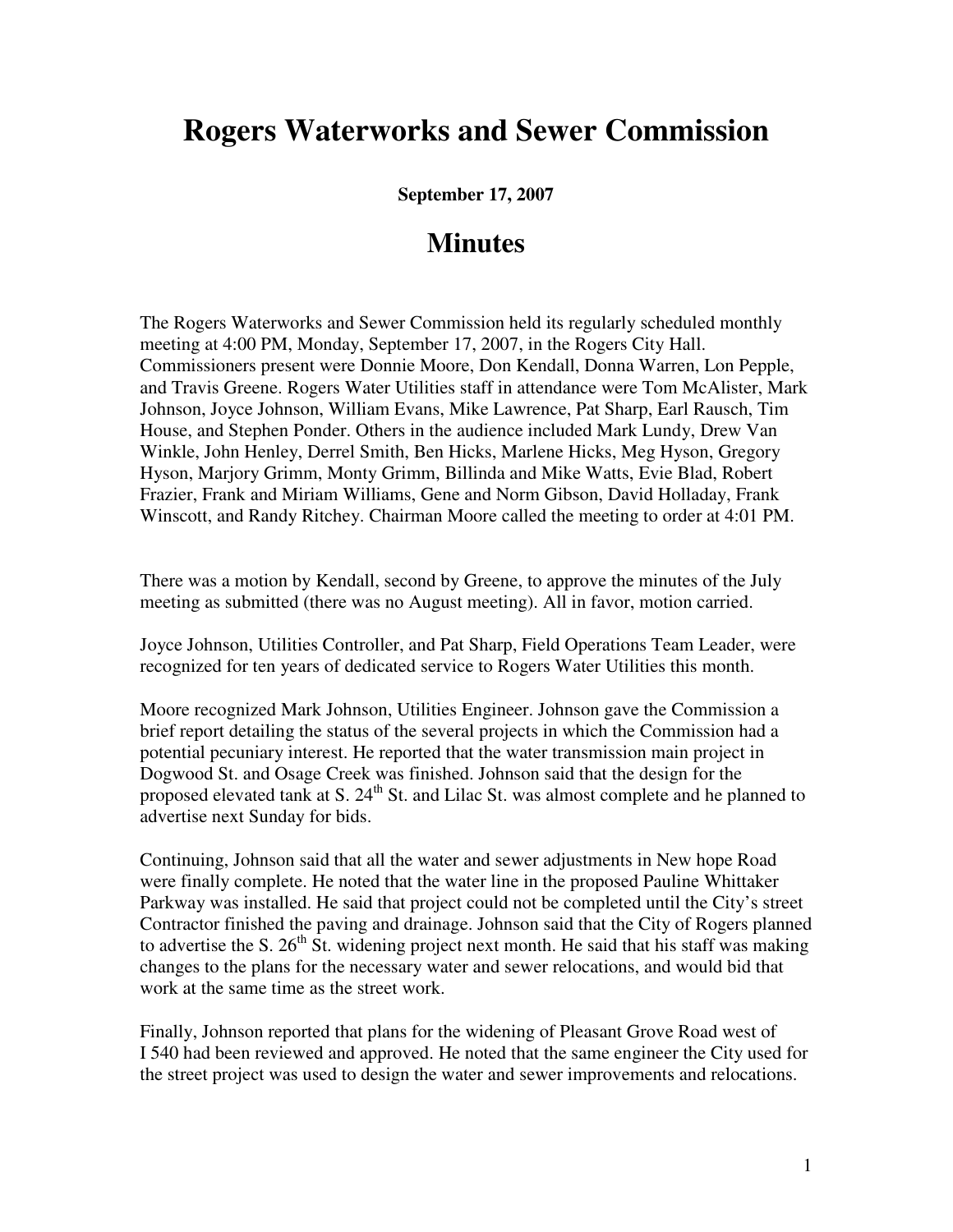# Rogers Waterworks and Sewer Commission

**September 17, 2007**

## Minutes

The Rogers Waterworks and Sewer Commission held its regularly scheduled monthly meeting at 4:00 PM, Monday, September 17, 2007, in the Rogers City Hall. Commissioners present were Donnie Moore, Don Kendall, Donna Warren, Lon Pepple, and Travis Greene. Rogers Water Utilities staff in attendance were Tom McAlister, Mark Johnson, Joyce Johnson, William Evans, Mike Lawrence, Pat Sharp, Earl Rausch, Tim House, and Stephen Ponder. Others in the audience included Mark Lundy, Drew Van Winkle, John Henley, Derrel Smith, Ben Hicks, Marlene Hicks, Meg Hyson, Gregory Hyson, Marjory Grimm, Monty Grimm, Billinda and Mike Watts, Evie Blad, Robert Frazier, Frank and Miriam Williams, Gene and Norm Gibson, David Holladay, Frank Winscott, and Randy Ritchey. Chairman Moore called the meeting to order at 4:01 PM.

There was a motion by Kendall, second by Greene, to approve the minutes of the July meeting as submitted (there was no August meeting). All in favor, motion carried.

Joyce Johnson, Utilities Controller, and Pat Sharp, Field Operations Team Leader, were recognized for ten years of dedicated service to Rogers Water Utilities this month.

Moore recognized Mark Johnson, Utilities Engineer. Johnson gave the Commission a brief report detailing the status of the several projects in which the Commission had a potential pecuniary interest. He reported that the water transmission main project in Dogwood St. and Osage Creek was finished. Johnson said that the design for the proposed elevated tank at S. 24th St. and Lilac St. was almost complete and he planned to advertise next Sunday for bids.

Continuing, Johnson said that all the water and sewer adjustments in New hope Road were finally complete. He noted that the water line in the proposed Pauline Whittaker Parkway was installed. He said that project could not be completed until the City's street Contractor finished the paving and drainage. Johnson said that the City of Rogers planned to advertise the S. 26th St. widening project next month. He said that his staff was making changes to the plans for the necessary water and sewer relocations, and would bid that work at the same time as the street work.

Finally, Johnson reported that plans for the widening of Pleasant Grove Road west of I 540 had been reviewed and approved. He noted that the same engineer the City used for the street project was used to design the water and sewer improvements and relocations.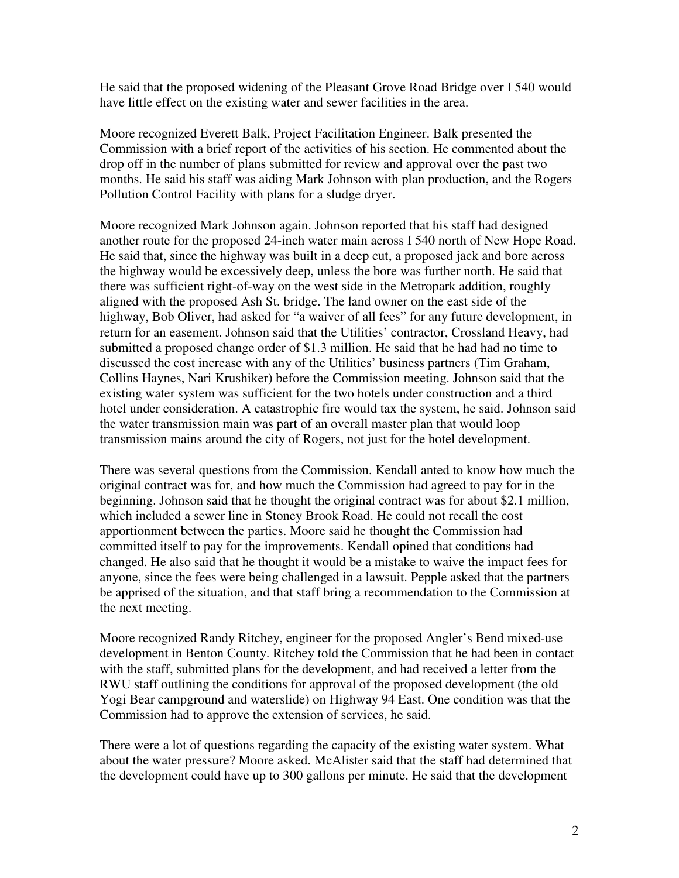He said that the proposed widening of the Pleasant Grove Road Bridge over I 540 would have little effect on the existing water and sewer facilities in the area.

Moore recognized Everett Balk, Project Facilitation Engineer. Balk presented the Commission with a brief report of the activities of his section. He commented about the drop off in the number of plans submitted for review and approval over the past two months. He said his staff was aiding Mark Johnson with plan production, and the Rogers Pollution Control Facility with plans for a sludge dryer.

Moore recognized Mark Johnson again. Johnson reported that his staff had designed another route for the proposed 24-inch water main across I 540 north of New Hope Road. He said that, since the highway was built in a deep cut, a proposed jack and bore across the highway would be excessively deep, unless the bore was further north. He said that there was sufficient right-of-way on the west side in the Metropark addition, roughly aligned with the proposed Ash St. bridge. The land owner on the east side of the highway, Bob Oliver, had asked for "a waiver of all fees" for any future development, in return for an easement. Johnson said that the Utilities' contractor, Crossland Heavy, had submitted a proposed change order of $1.3 million. He said that he had had no time to discussed the cost increase with any of the Utilities' business partners (Tim Graham, Collins Haynes, Nari Krushiker) before the Commission meeting. Johnson said that the existing water system was sufficient for the two hotels under construction and a third hotel under consideration. A catastrophic fire would tax the system, he said. Johnson said the water transmission main was part of an overall master plan that would loop transmission mains around the city of Rogers, not just for the hotel development.

There was several questions from the Commission. Kendall anted to know how much the original contract was for, and how much the Commission had agreed to pay for in the beginning. Johnson said that he thought the original contract was for about $2.1 million, which included a sewer line in Stoney Brook Road. He could not recall the cost apportionment between the parties. Moore said he thought the Commission had committed itself to pay for the improvements. Kendall opined that conditions had changed. He also said that he thought it would be a mistake to waive the impact fees for anyone, since the fees were being challenged in a lawsuit. Pepple asked that the partners be apprised of the situation, and that staff bring a recommendation to the Commission at the next meeting.

Moore recognized Randy Ritchey, engineer for the proposed Angler's Bend mixed-use development in Benton County. Ritchey told the Commission that he had been in contact with the staff, submitted plans for the development, and had received a letter from the RWU staff outlining the conditions for approval of the proposed development (the old Yogi Bear campground and waterslide) on Highway 94 East. One condition was that the Commission had to approve the extension of services, he said.

There were a lot of questions regarding the capacity of the existing water system. What about the water pressure? Moore asked. McAlister said that the staff had determined that the development could have up to 300 gallons per minute. He said that the development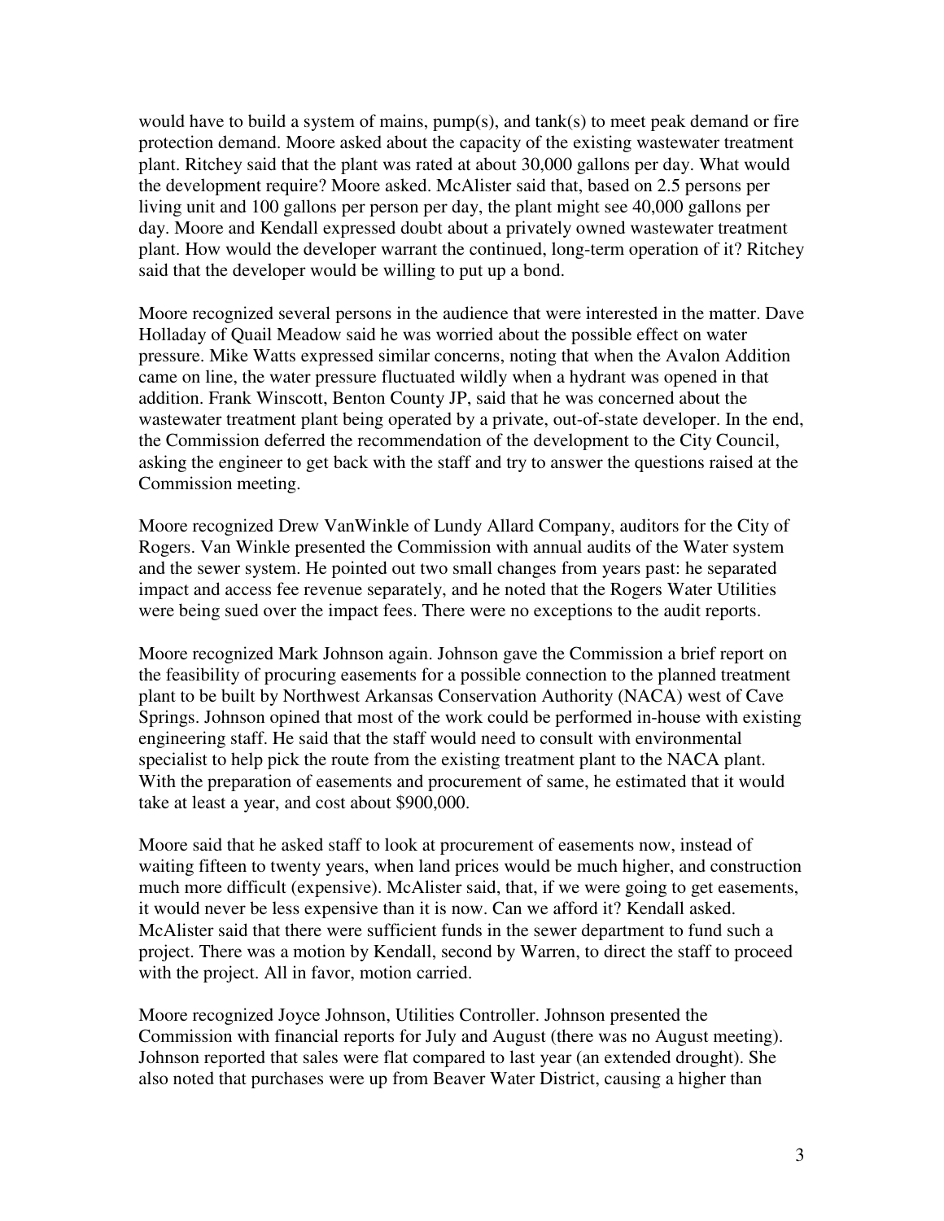would have to build a system of mains, pump(s), and tank(s) to meet peak demand or fire protection demand. Moore asked about the capacity of the existing wastewater treatment plant. Ritchey said that the plant was rated at about 30,000 gallons per day. What would the development require? Moore asked. McAlister said that, based on 2.5 persons per living unit and 100 gallons per person per day, the plant might see 40,000 gallons per day. Moore and Kendall expressed doubt about a privately owned wastewater treatment plant. How would the developer warrant the continued, long-term operation of it? Ritchey said that the developer would be willing to put up a bond.

Moore recognized several persons in the audience that were interested in the matter. Dave Holladay of Quail Meadow said he was worried about the possible effect on water pressure. Mike Watts expressed similar concerns, noting that when the Avalon Addition came on line, the water pressure fluctuated wildly when a hydrant was opened in that addition. Frank Winscott, Benton County JP, said that he was concerned about the wastewater treatment plant being operated by a private, out-of-state developer. In the end, the Commission deferred the recommendation of the development to the City Council, asking the engineer to get back with the staff and try to answer the questions raised at the Commission meeting.

Moore recognized Drew VanWinkle of Lundy Allard Company, auditors for the City of Rogers. Van Winkle presented the Commission with annual audits of the Water system and the sewer system. He pointed out two small changes from years past: he separated impact and access fee revenue separately, and he noted that the Rogers Water Utilities were being sued over the impact fees. There were no exceptions to the audit reports.

Moore recognized Mark Johnson again. Johnson gave the Commission a brief report on the feasibility of procuring easements for a possible connection to the planned treatment plant to be built by Northwest Arkansas Conservation Authority (NACA) west of Cave Springs. Johnson opined that most of the work could be performed in-house with existing engineering staff. He said that the staff would need to consult with environmental specialist to help pick the route from the existing treatment plant to the NACA plant. With the preparation of easements and procurement of same, he estimated that it would take at least a year, and cost about $900,000.

Moore said that he asked staff to look at procurement of easements now, instead of waiting fifteen to twenty years, when land prices would be much higher, and construction much more difficult (expensive). McAlister said, that, if we were going to get easements, it would never be less expensive than it is now. Can we afford it? Kendall asked. McAlister said that there were sufficient funds in the sewer department to fund such a project. There was a motion by Kendall, second by Warren, to direct the staff to proceed with the project. All in favor, motion carried.

Moore recognized Joyce Johnson, Utilities Controller. Johnson presented the Commission with financial reports for July and August (there was no August meeting). Johnson reported that sales were flat compared to last year (an extended drought). She also noted that purchases were up from Beaver Water District, causing a higher than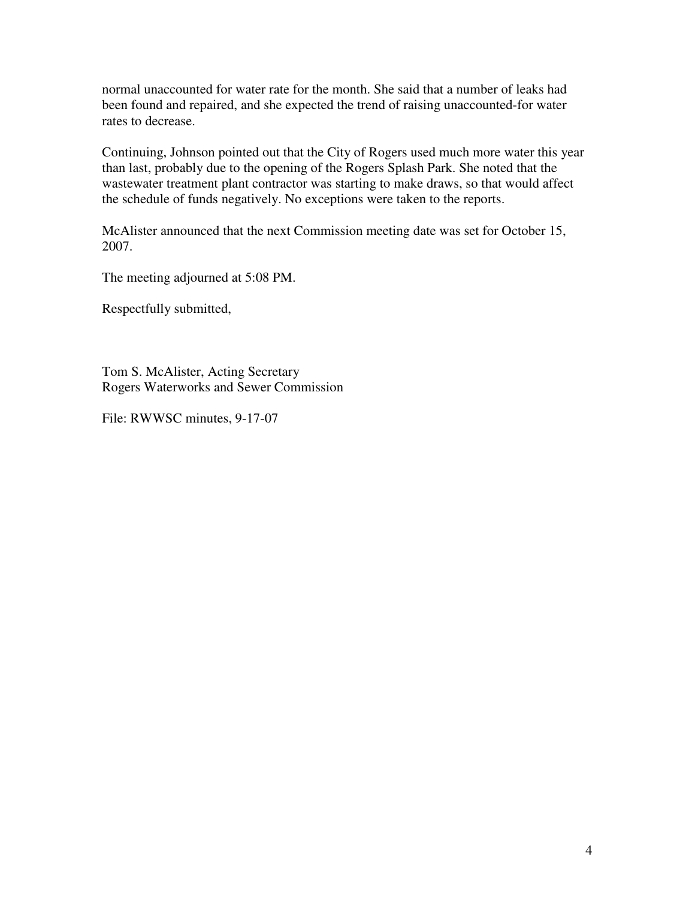normal unaccounted for water rate for the month. She said that a number of leaks had been found and repaired, and she expected the trend of raising unaccounted-for water rates to decrease.

Continuing, Johnson pointed out that the City of Rogers used much more water this year than last, probably due to the opening of the Rogers Splash Park. She noted that the wastewater treatment plant contractor was starting to make draws, so that would affect the schedule of funds negatively. No exceptions were taken to the reports.

McAlister announced that the next Commission meeting date was set for October 15, 2007.

The meeting adjourned at 5:08 PM.

Respectfully submitted,

Tom S. McAlister, Acting Secretary
Rogers Waterworks and Sewer Commission

File: RWWSC minutes, 9-17-07